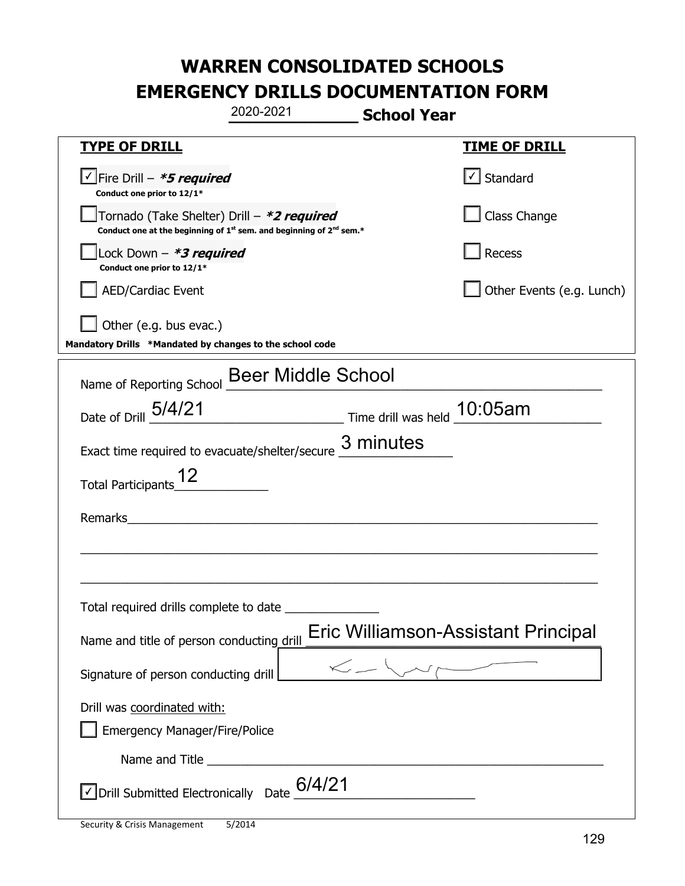# WARREN CONSOLIDATED SCHOOLS
# EMERGENCY DRILLS DOCUMENTATION FORM

2020-2021 **School Year**

| **TYPE OF DRILL** | **TIME OF DRILL** |
|---|---|
| ☑ Fire Drill – ***5 required*** <br> **Conduct one prior to 12/1*** | ☑ Standard |
| ☐ Tornado (Take Shelter) Drill – ***2 required*** <br> **Conduct one at the beginning of 1st sem. and beginning of 2nd sem.*** | ☐ Class Change |
| ☐ Lock Down – ***3 required*** <br> **Conduct one prior to 12/1*** | ☐ Recess |
| ☐ AED/Cardiac Event | ☐ Other Events (e.g. Lunch) |
| ☐ Other (e.g. bus evac.) | |

**Mandatory Drills \*Mandated by changes to the school code**

Name of Reporting School: Beer Middle School

Date of Drill: 5/4/21 Time drill was held: 10:05am

Exact time required to evacuate/shelter/secure: 3 minutes

Total Participants: 12

Remarks: ______________________________

Total required drills complete to date: ______________

Name and title of person conducting drill: Eric Williamson-Assistant Principal

Signature of person conducting drill: [signature]

Drill was coordinated with:

☐ Emergency Manager/Fire/Police

Name and Title: ______________________________

☑ Drill Submitted Electronically Date: 6/4/21

Security & Crisis Management 5/2014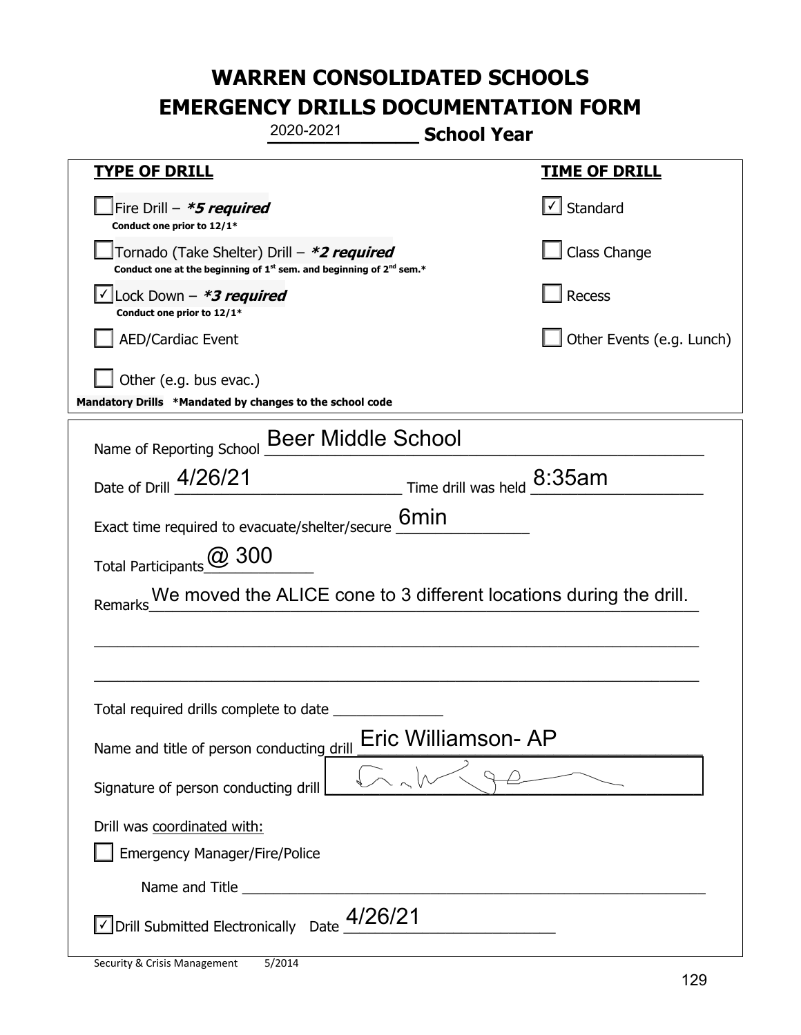# WARREN CONSOLIDATED SCHOOLS
## EMERGENCY DRILLS DOCUMENTATION FORM
### 2020-2021 School Year

| TYPE OF DRILL | TIME OF DRILL |
|---|---|
| ☐ Fire Drill – ***5 required*** Conduct one prior to 12/1* | ☑ Standard |
| ☐ Tornado (Take Shelter) Drill – ***2 required*** Conduct one at the beginning of 1st sem. and beginning of 2nd sem.* | ☐ Class Change |
| ☑ Lock Down – ***3 required*** Conduct one prior to 12/1* | ☐ Recess |
| ☐ AED/Cardiac Event | ☐ Other Events (e.g. Lunch) |
| ☐ Other (e.g. bus evac.) | |

**Mandatory Drills** *Mandated by changes to the school code

Name of Reporting School: Beer Middle School

Date of Drill: 4/26/21 Time drill was held: 8:35am

Exact time required to evacuate/shelter/secure: 6min

Total Participants: @ 300

Remarks: We moved the ALICE cone to 3 different locations during the drill.

Total required drills complete to date ______________

Name and title of person conducting drill: Eric Williamson- AP

Signature of person conducting drill: [signature]

Drill was coordinated with:

☐ Emergency Manager/Fire/Police

Name and Title ______________________________

☑ Drill Submitted Electronically Date: 4/26/21

Security & Crisis Management 5/2014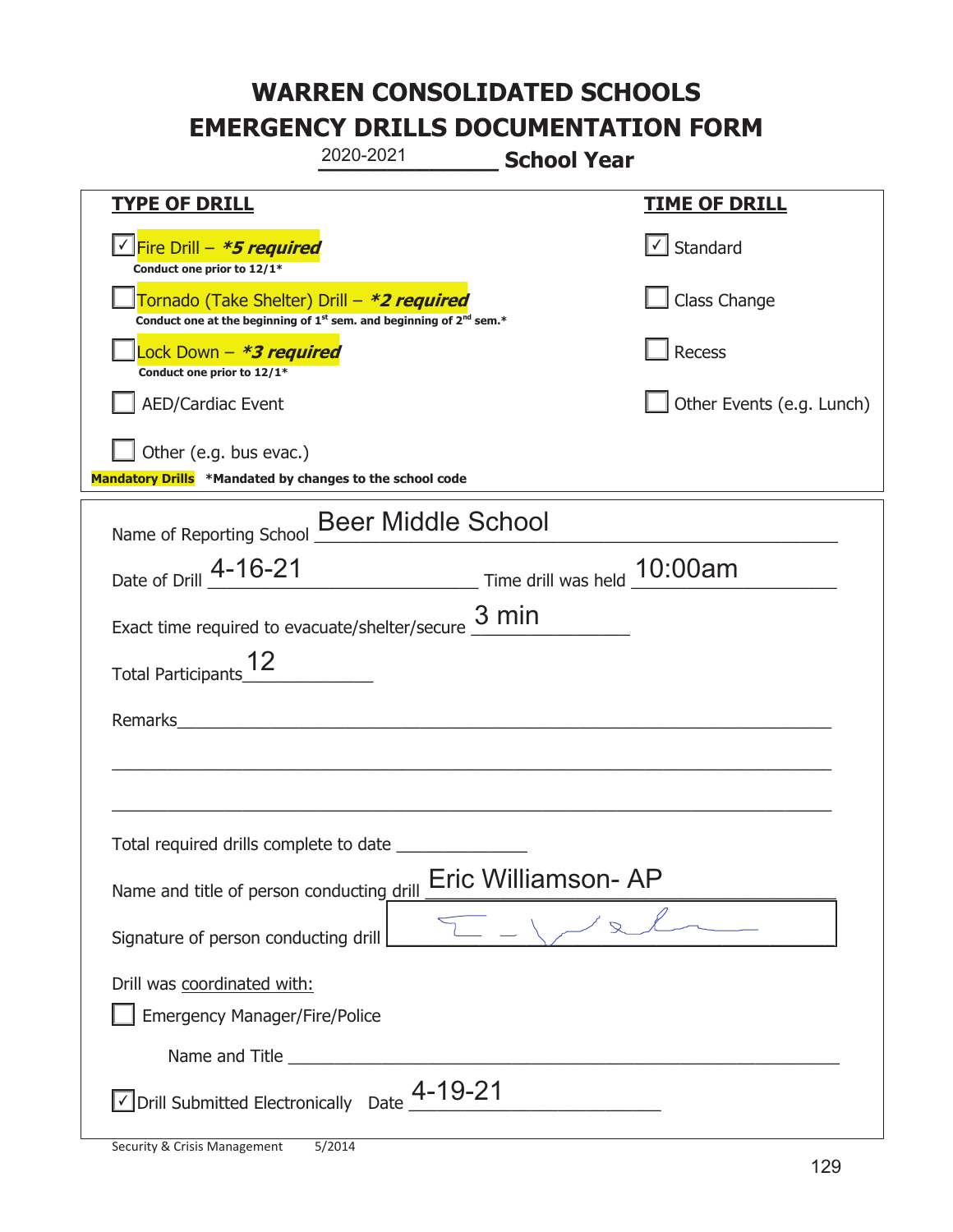# WARREN CONSOLIDATED SCHOOLS
# EMERGENCY DRILLS DOCUMENTATION FORM

2020-2021 **School Year**

| **TYPE OF DRILL** | **TIME OF DRILL** |
|---|---|
| ☑ Fire Drill – ***5 required*** Conduct one prior to 12/1* | ☑ Standard |
| ☐ Tornado (Take Shelter) Drill – ***2 required*** Conduct one at the beginning of 1st sem. and beginning of 2nd sem.* | ☐ Class Change |
| ☐ Lock Down – ***3 required*** Conduct one prior to 12/1* | ☐ Recess |
| ☐ AED/Cardiac Event | ☐ Other Events (e.g. Lunch) |
| ☐ Other (e.g. bus evac.) | |

**Mandatory Drills** ***Mandated by changes to the school code**

Name of Reporting School: Beer Middle School

Date of Drill: 4-16-21 Time drill was held: 10:00am

Exact time required to evacuate/shelter/secure: 3 min

Total Participants: 12

Remarks: ______________________________________________

Total required drills complete to date: __________

Name and title of person conducting drill: Eric Williamson- AP

Signature of person conducting drill: [signature]

Drill was coordinated with:

☐ Emergency Manager/Fire/Police

Name and Title: ______________________________________________

☑ Drill Submitted Electronically Date: 4-19-21

Security & Crisis Management 5/2014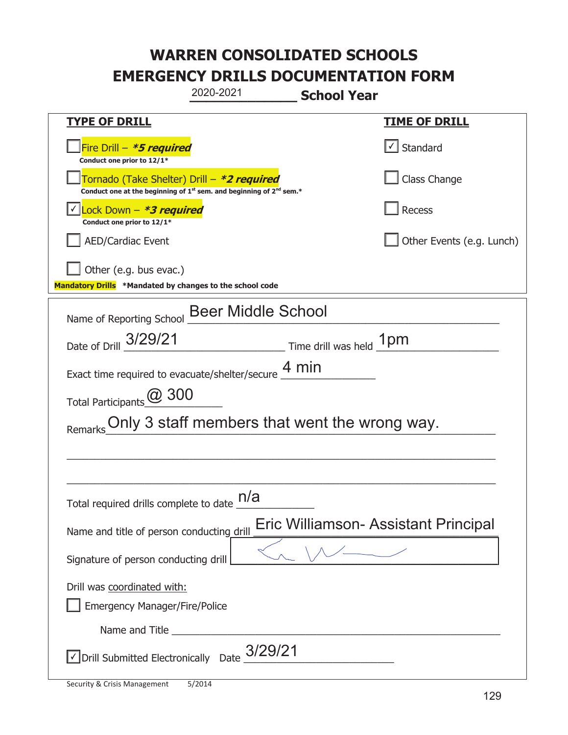# WARREN CONSOLIDATED SCHOOLS
# EMERGENCY DRILLS DOCUMENTATION FORM

2020-2021 **School Year**

| **TYPE OF DRILL** | **TIME OF DRILL** |
|---|---|
| ☐ Fire Drill – ***5 required*** <br> **Conduct one prior to 12/1*** | ☑ Standard |
| ☐ Tornado (Take Shelter) Drill – ***2 required*** <br> **Conduct one at the beginning of 1st sem. and beginning of 2nd sem.*** | ☐ Class Change |
| ☑ Lock Down – ***3 required*** <br> **Conduct one prior to 12/1*** | ☐ Recess |
| ☐ AED/Cardiac Event | ☐ Other Events (e.g. Lunch) |
| ☐ Other (e.g. bus evac.) | |

**Mandatory Drills** **\*Mandated by changes to the school code**

Name of Reporting School: Beer Middle School

Date of Drill: 3/29/21 Time drill was held: 1pm

Exact time required to evacuate/shelter/secure: 4 min

Total Participants: @ 300

Remarks: Only 3 staff members that went the wrong way.

Total required drills complete to date: n/a

Name and title of person conducting drill: Eric Williamson- Assistant Principal

Signature of person conducting drill: [signature]

Drill was coordinated with:

☐ Emergency Manager/Fire/Police

Name and Title ______________________

☑ Drill Submitted Electronically Date: 3/29/21

Security & Crisis Management 5/2014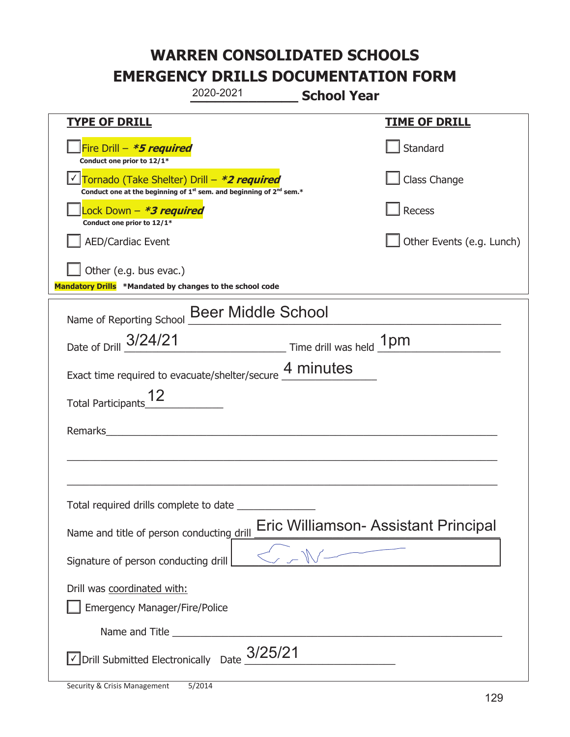# WARREN CONSOLIDATED SCHOOLS
# EMERGENCY DRILLS DOCUMENTATION FORM

2020-2021 **School Year**

| **TYPE OF DRILL** | **TIME OF DRILL** |
|---|---|
| ☐ Fire Drill – ***\*5 required*** <br> **Conduct one prior to 12/1\*** | ☐ Standard |
| ☑ Tornado (Take Shelter) Drill – ***\*2 required*** <br> **Conduct one at the beginning of 1st sem. and beginning of 2nd sem.\*** | ☐ Class Change |
| ☐ Lock Down – ***\*3 required*** <br> **Conduct one prior to 12/1\*** | ☐ Recess |
| ☐ AED/Cardiac Event | ☐ Other Events (e.g. Lunch) |
| ☐ Other (e.g. bus evac.) | |

**Mandatory Drills** **\*Mandated by changes to the school code**

Name of Reporting School: Beer Middle School

Date of Drill: 3/24/21 Time drill was held: 1pm

Exact time required to evacuate/shelter/secure: 4 minutes

Total Participants: 12

Remarks: ______________________________

Total required drills complete to date: ____________

Name and title of person conducting drill: Eric Williamson- Assistant Principal

Signature of person conducting drill: [signature]

Drill was coordinated with:

☐ Emergency Manager/Fire/Police

Name and Title: ______________________________

☑ Drill Submitted Electronically Date: 3/25/21

Security & Crisis Management 5/2014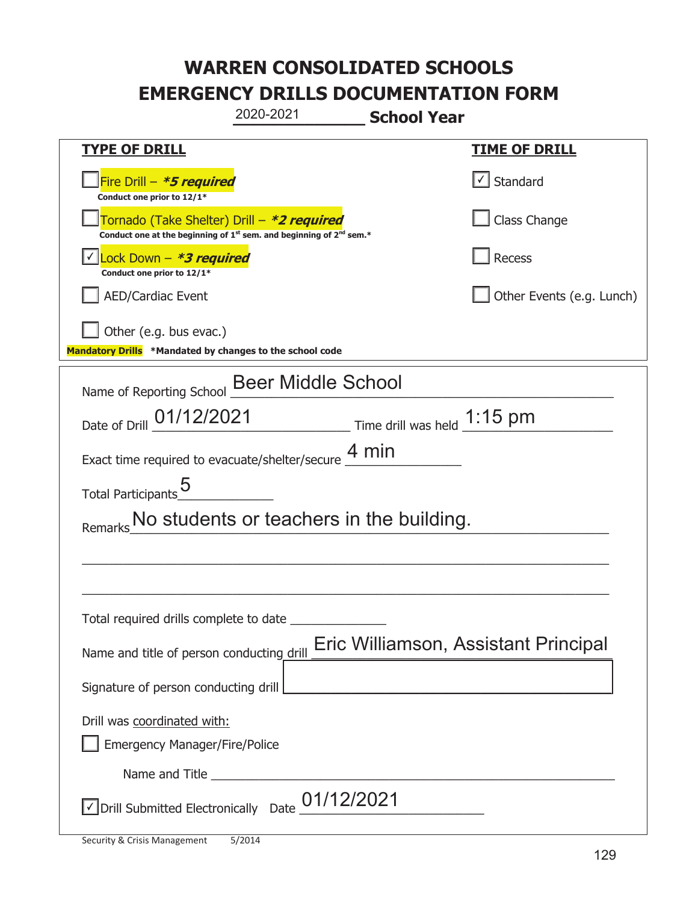# WARREN CONSOLIDATED SCHOOLS
# EMERGENCY DRILLS DOCUMENTATION FORM

2020-2021 **School Year**

| **TYPE OF DRILL** | **TIME OF DRILL** |
|---|---|
| ☐ Fire Drill – ***5 required*** <br> **Conduct one prior to 12/1*** | ☑ Standard |
| ☐ Tornado (Take Shelter) Drill – ***2 required*** <br> **Conduct one at the beginning of 1st sem. and beginning of 2nd sem.*** | ☐ Class Change |
| ☑ Lock Down – ***3 required*** <br> **Conduct one prior to 12/1*** | ☐ Recess |
| ☐ AED/Cardiac Event | ☐ Other Events (e.g. Lunch) |
| ☐ Other (e.g. bus evac.) | |

**Mandatory Drills** **\*Mandated by changes to the school code**

Name of Reporting School: Beer Middle School

Date of Drill: 01/12/2021 Time drill was held: 1:15 pm

Exact time required to evacuate/shelter/secure: 4 min

Total Participants: 5

Remarks: No students or teachers in the building.

Total required drills complete to date: ______________

Name and title of person conducting drill: Eric Williamson, Assistant Principal

Signature of person conducting drill: ______________

Drill was coordinated with:

☐ Emergency Manager/Fire/Police

Name and Title ______________

☑ Drill Submitted Electronically Date: 01/12/2021

Security & Crisis Management 5/2014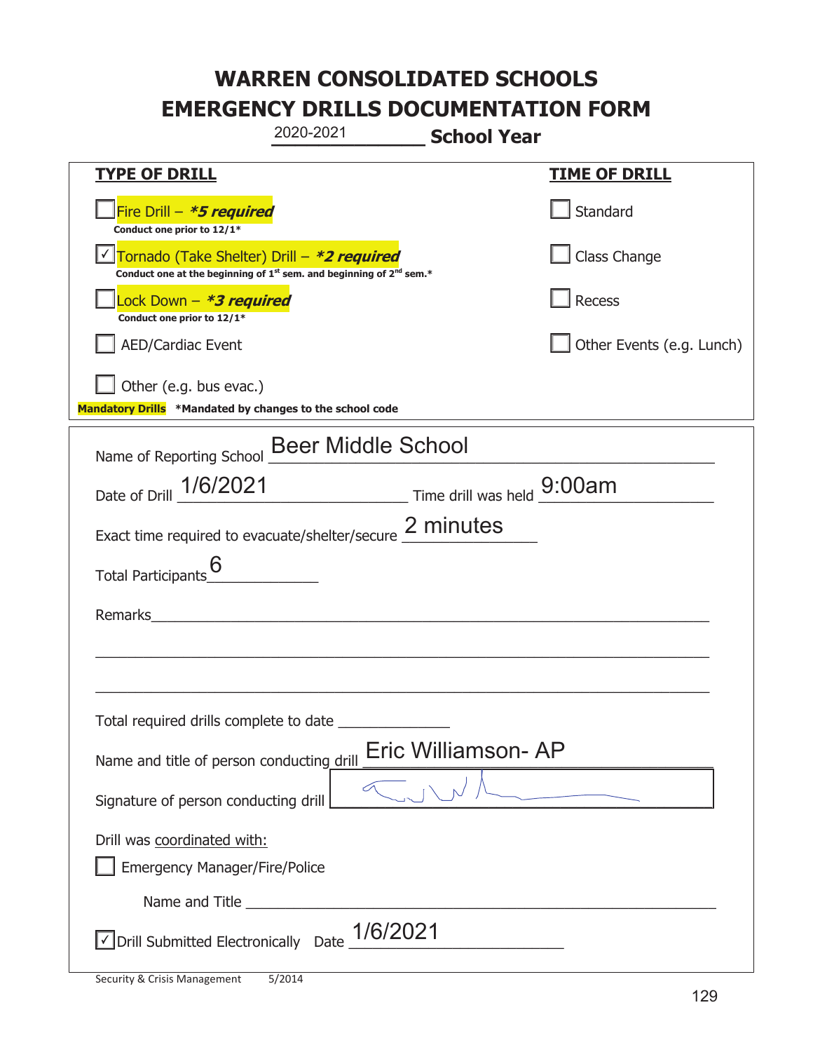# WARREN CONSOLIDATED SCHOOLS
# EMERGENCY DRILLS DOCUMENTATION FORM

2020-2021 **School Year**

| **TYPE OF DRILL** | **TIME OF DRILL** |
|---|---|
| ☐ Fire Drill – ***5 required*** <br> **Conduct one prior to 12/1*** | ☐ Standard |
| ☑ Tornado (Take Shelter) Drill – ***2 required*** <br> **Conduct one at the beginning of 1st sem. and beginning of 2nd sem.*** | ☐ Class Change |
| ☐ Lock Down – ***3 required*** <br> **Conduct one prior to 12/1*** | ☐ Recess |
| ☐ AED/Cardiac Event | ☐ Other Events (e.g. Lunch) |
| ☐ Other (e.g. bus evac.) | |

**Mandatory Drills** **\*Mandated by changes to the school code**

Name of Reporting School: Beer Middle School

Date of Drill: 1/6/2021 Time drill was held: 9:00am

Exact time required to evacuate/shelter/secure: 2 minutes

Total Participants: 6

Remarks: ______________________________________________

Total required drills complete to date: ____________

Name and title of person conducting drill: Eric Williamson- AP

Signature of person conducting drill: [signature]

Drill was coordinated with:

☐ Emergency Manager/Fire/Police

Name and Title: ______________________________________________

☑ Drill Submitted Electronically Date: 1/6/2021

Security & Crisis Management 5/2014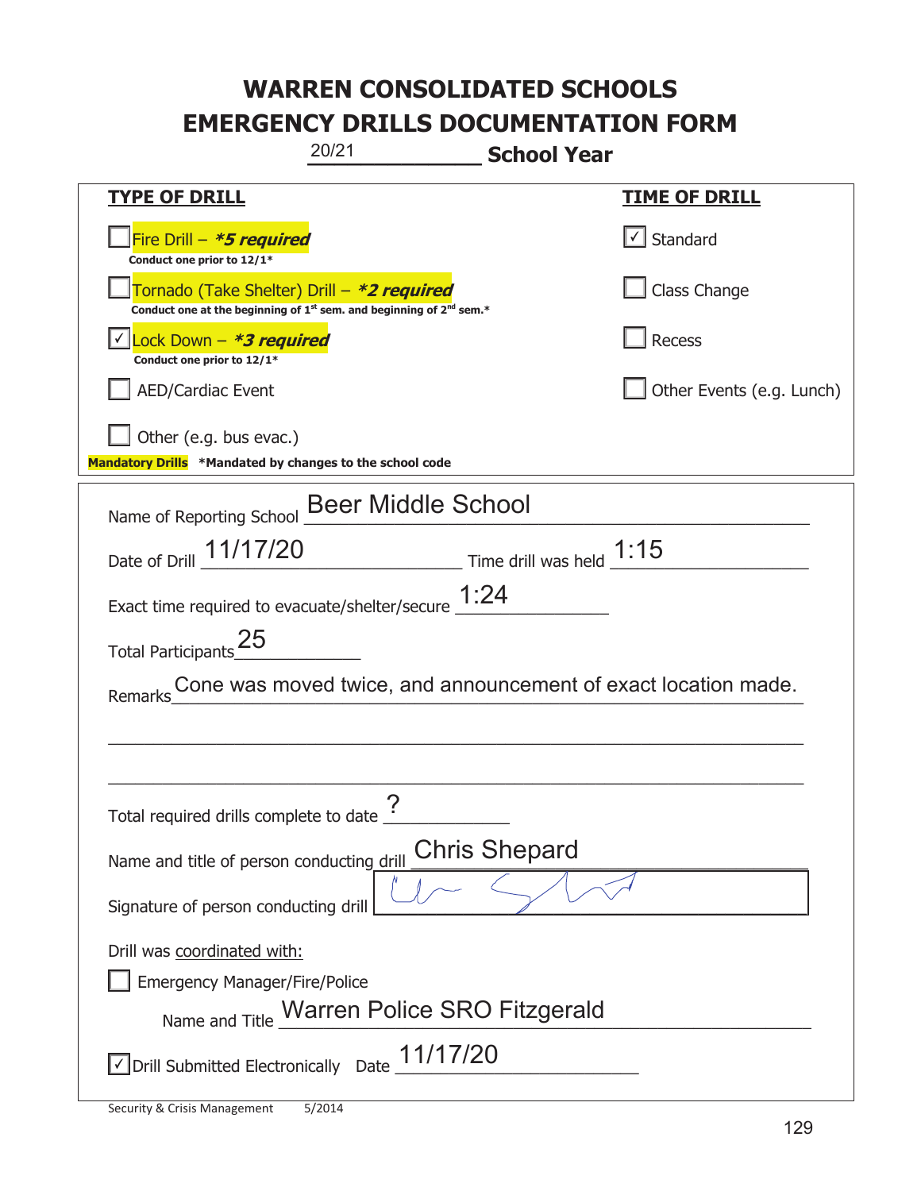# WARREN CONSOLIDATED SCHOOLS
# EMERGENCY DRILLS DOCUMENTATION FORM

20/21 **School Year**

| **TYPE OF DRILL** | **TIME OF DRILL** |
|---|---|
| ☐ Fire Drill – ***5 required*** <br> **Conduct one prior to 12/1*** | ☑ Standard |
| ☐ Tornado (Take Shelter) Drill – ***2 required*** <br> **Conduct one at the beginning of 1st sem. and beginning of 2nd sem.*** | ☐ Class Change |
| ☑ Lock Down – ***3 required*** <br> **Conduct one prior to 12/1*** | ☐ Recess |
| ☐ AED/Cardiac Event | ☐ Other Events (e.g. Lunch) |
| ☐ Other (e.g. bus evac.) | |

**Mandatory Drills** ***Mandated by changes to the school code**

Name of Reporting School: Beer Middle School

Date of Drill: 11/17/20 Time drill was held: 1:15

Exact time required to evacuate/shelter/secure: 1:24

Total Participants: 25

Remarks: Cone was moved twice, and announcement of exact location made.

Total required drills complete to date: ?

Name and title of person conducting drill: Chris Shepard

Signature of person conducting drill: [signature]

Drill was coordinated with:

☐ Emergency Manager/Fire/Police

Name and Title: Warren Police SRO Fitzgerald

☑ Drill Submitted Electronically Date: 11/17/20

Security & Crisis Management 5/2014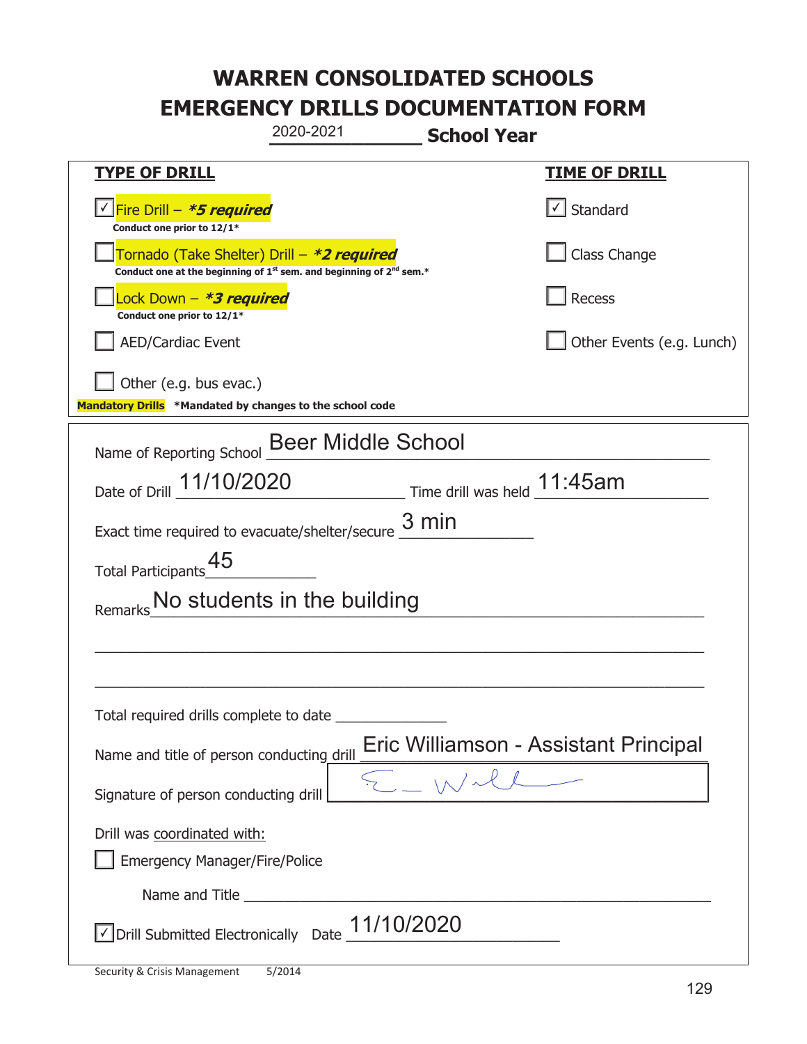# WARREN CONSOLIDATED SCHOOLS
# EMERGENCY DRILLS DOCUMENTATION FORM

2020-2021 **School Year**

| **TYPE OF DRILL** | **TIME OF DRILL** |
|---|---|
| ☑ Fire Drill – ***5 required*** <br> **Conduct one prior to 12/1*** | ☑ Standard |
| ☐ Tornado (Take Shelter) Drill – ***2 required*** <br> **Conduct one at the beginning of 1st sem. and beginning of 2nd sem.*** | ☐ Class Change |
| ☐ Lock Down – ***3 required*** <br> **Conduct one prior to 12/1*** | ☐ Recess |
| ☐ AED/Cardiac Event | ☐ Other Events (e.g. Lunch) |
| ☐ Other (e.g. bus evac.) | |

**Mandatory Drills** **\*Mandated by changes to the school code**

Name of Reporting School: Beer Middle School

Date of Drill: 11/10/2020 Time drill was held: 11:45am

Exact time required to evacuate/shelter/secure: 3 min

Total Participants: 45

Remarks: No students in the building

Total required drills complete to date: ______________

Name and title of person conducting drill: Eric Williamson - Assistant Principal

Signature of person conducting drill: [signature]

Drill was coordinated with:

☐ Emergency Manager/Fire/Police

Name and Title: ______________

☑ Drill Submitted Electronically Date: 11/10/2020

Security & Crisis Management 5/2014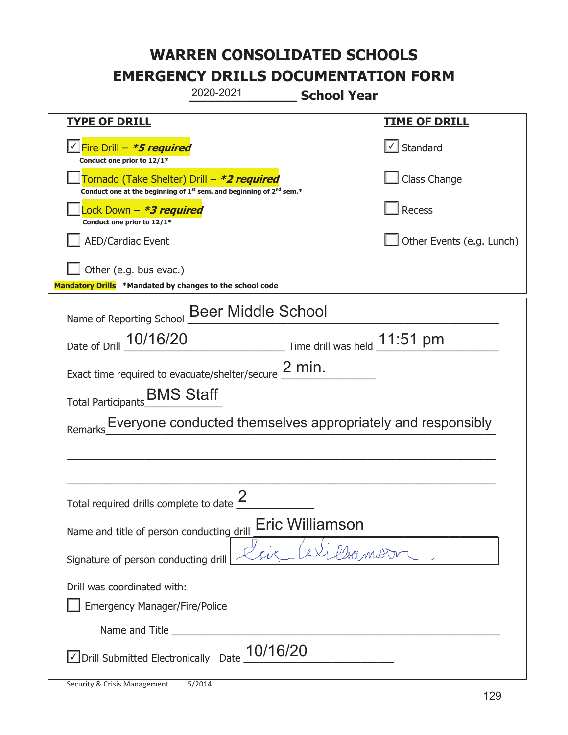# WARREN CONSOLIDATED SCHOOLS
# EMERGENCY DRILLS DOCUMENTATION FORM

2020-2021 **School Year**

| **TYPE OF DRILL** | **TIME OF DRILL** |
|---|---|
| ☑ Fire Drill – ***5 required*** Conduct one prior to 12/1* | ☑ Standard |
| ☐ Tornado (Take Shelter) Drill – ***2 required*** Conduct one at the beginning of 1st sem. and beginning of 2nd sem.* | ☐ Class Change |
| ☐ Lock Down – ***3 required*** Conduct one prior to 12/1* | ☐ Recess |
| ☐ AED/Cardiac Event | ☐ Other Events (e.g. Lunch) |
| ☐ Other (e.g. bus evac.) | |

**Mandatory Drills** ***Mandated by changes to the school code**

Name of Reporting School: Beer Middle School

Date of Drill: 10/16/20 Time drill was held: 11:51 pm

Exact time required to evacuate/shelter/secure: 2 min.

Total Participants: BMS Staff

Remarks: Everyone conducted themselves appropriately and responsibly

Total required drills complete to date: 2

Name and title of person conducting drill: Eric Williamson

Signature of person conducting drill: Eric Williamson

Drill was coordinated with:

☐ Emergency Manager/Fire/Police

Name and Title ______________________

☑ Drill Submitted Electronically Date: 10/16/20

Security & Crisis Management 5/2014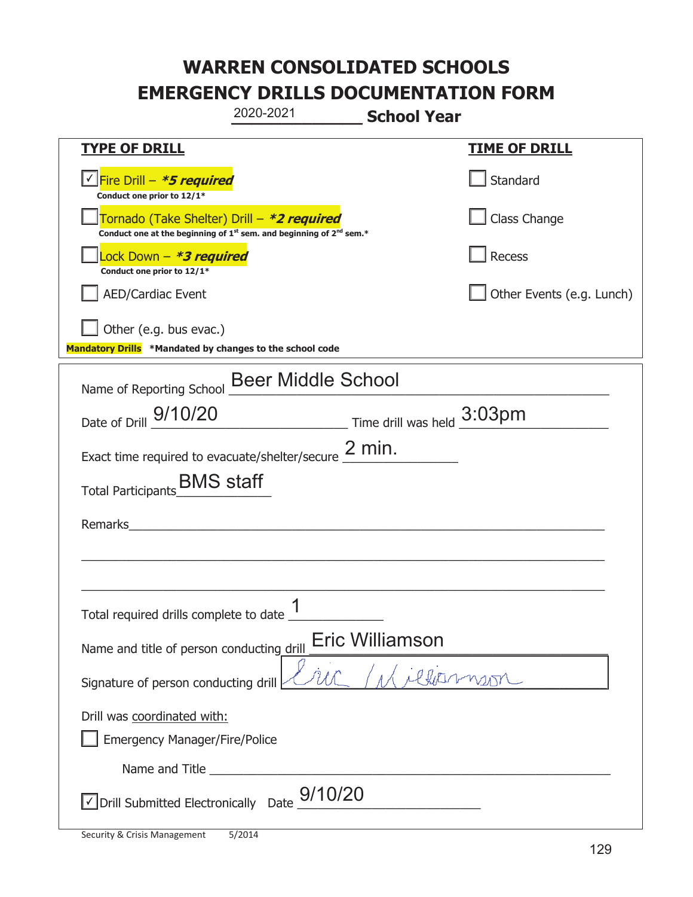# WARREN CONSOLIDATED SCHOOLS
# EMERGENCY DRILLS DOCUMENTATION FORM

2020-2021 **School Year**

| TYPE OF DRILL | TIME OF DRILL |
|---|---|
| ☑ Fire Drill – ***5 required*** <br> **Conduct one prior to 12/1*** | ☐ Standard |
| ☐ Tornado (Take Shelter) Drill – ***2 required*** <br> **Conduct one at the beginning of 1st sem. and beginning of 2nd sem.*** | ☐ Class Change |
| ☐ Lock Down – ***3 required*** <br> **Conduct one prior to 12/1*** | ☐ Recess |
| ☐ AED/Cardiac Event | ☐ Other Events (e.g. Lunch) |
| ☐ Other (e.g. bus evac.) | |

**Mandatory Drills** ***Mandated by changes to the school code**

Name of Reporting School: Beer Middle School

Date of Drill: 9/10/20 Time drill was held: 3:03pm

Exact time required to evacuate/shelter/secure: 2 min.

Total Participants: BMS staff

Remarks: ______________________________

Total required drills complete to date: 1

Name and title of person conducting drill: Eric Williamson

Signature of person conducting drill: Eric Williamson

Drill was coordinated with:

☐ Emergency Manager/Fire/Police

Name and Title ______________________________

☑ Drill Submitted Electronically Date: 9/10/20

Security & Crisis Management 5/2014